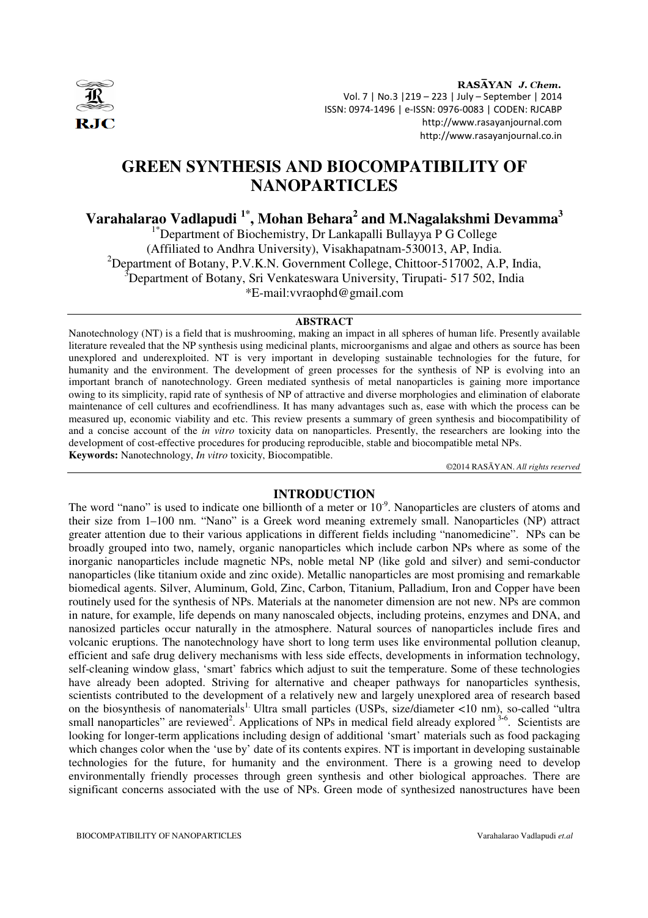# GREEN SYNTHESIS AND BIOCOMPATIBILITY OF NANOPARTICLES

**Varahalarao Vadlapudi [1]\*, Mohan Behara[2] and M.Nagalakshmi Devamma[3]**

[1]\*Department of Biochemistry, Dr Lankapalli Bullayya P G College (Affiliated to Andhra University), Visakhapatnam-530013, AP, India.

[2]Department of Botany, P.V.K.N. Government College, Chittoor-517002, A.P, India,

[3]Department of Botany, Sri Venkateswara University, Tirupati- 517 502, India

*E-mail:vvraophd@gmail.com

## ABSTRACT

Nanotechnology (NT) is a field that is mushrooming, making an impact in all spheres of human life. Presently available literature revealed that the NP synthesis using medicinal plants, microorganisms and algae and others as source has been unexplored and underexploited. NT is very important in developing sustainable technologies for the future, for humanity and the environment. The development of green processes for the synthesis of NP is evolving into an important branch of nanotechnology. Green mediated synthesis of metal nanoparticles is gaining more importance owing to its simplicity, rapid rate of synthesis of NP of attractive and diverse morphologies and elimination of elaborate maintenance of cell cultures and ecofriendliness. It has many advantages such as, ease with which the process can be measured up, economic viability and etc. This review presents a summary of green synthesis and biocompatibility of and a concise account of the *in vitro* toxicity data on nanoparticles. Presently, the researchers are looking into the development of cost-effective procedures for producing reproducible, stable and biocompatible metal NPs.

**Keywords:** Nanotechnology, *In vitro* toxicity, Biocompatible.

©2014 RASĀYAN. *All rights reserved*

## INTRODUCTION

The word "nano" is used to indicate one billionth of a meter or $10^{-9}$. Nanoparticles are clusters of atoms and their size from 1–100 nm. "Nano" is a Greek word meaning extremely small. Nanoparticles (NP) attract greater attention due to their various applications in different fields including "nanomedicine". NPs can be broadly grouped into two, namely, organic nanoparticles which include carbon NPs where as some of the inorganic nanoparticles include magnetic NPs, noble metal NP (like gold and silver) and semi-conductor nanoparticles (like titanium oxide and zinc oxide). Metallic nanoparticles are most promising and remarkable biomedical agents. Silver, Aluminum, Gold, Zinc, Carbon, Titanium, Palladium, Iron and Copper have been routinely used for the synthesis of NPs. Materials at the nanometer dimension are not new. NPs are common in nature, for example, life depends on many nanoscaled objects, including proteins, enzymes and DNA, and nanosized particles occur naturally in the atmosphere. Natural sources of nanoparticles include fires and volcanic eruptions. The nanotechnology have short to long term uses like environmental pollution cleanup, efficient and safe drug delivery mechanisms with less side effects, developments in information technology, self-cleaning window glass, 'smart' fabrics which adjust to suit the temperature. Some of these technologies have already been adopted. Striving for alternative and cheaper pathways for nanoparticles synthesis, scientists contributed to the development of a relatively new and largely unexplored area of research based on the biosynthesis of nanomaterials[1]. Ultra small particles (USPs, size/diameter <10 nm), so-called "ultra small nanoparticles" are reviewed[2]. Applications of NPs in medical field already explored [3-6]. Scientists are looking for longer-term applications including design of additional 'smart' materials such as food packaging which changes color when the 'use by' date of its contents expires. NT is important in developing sustainable technologies for the future, for humanity and the environment. There is a growing need to develop environmentally friendly processes through green synthesis and other biological approaches. There are significant concerns associated with the use of NPs. Green mode of synthesized nanostructures have been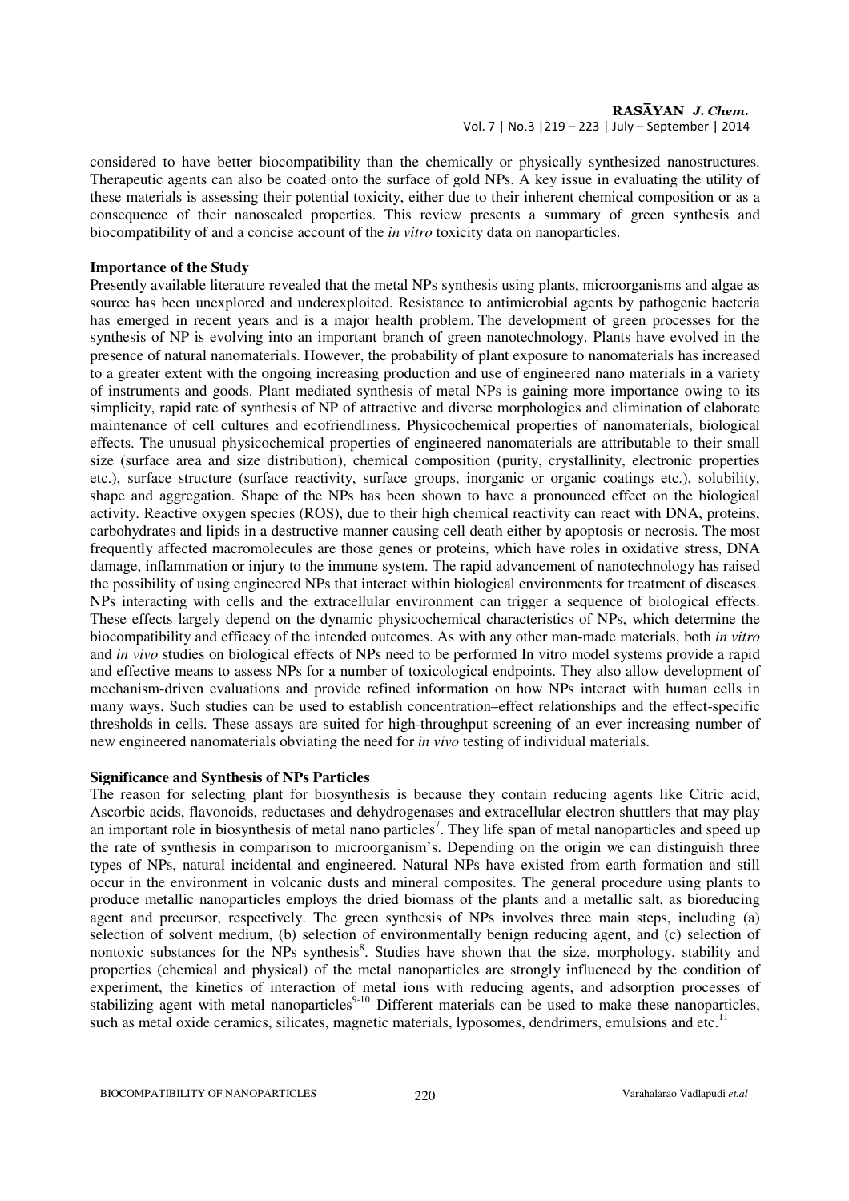considered to have better biocompatibility than the chemically or physically synthesized nanostructures. Therapeutic agents can also be coated onto the surface of gold NPs. A key issue in evaluating the utility of these materials is assessing their potential toxicity, either due to their inherent chemical composition or as a consequence of their nanoscaled properties. This review presents a summary of green synthesis and biocompatibility of and a concise account of the *in vitro* toxicity data on nanoparticles.

**Importance of the Study**

Presently available literature revealed that the metal NPs synthesis using plants, microorganisms and algae as source has been unexplored and underexploited. Resistance to antimicrobial agents by pathogenic bacteria has emerged in recent years and is a major health problem. The development of green processes for the synthesis of NP is evolving into an important branch of green nanotechnology. Plants have evolved in the presence of natural nanomaterials. However, the probability of plant exposure to nanomaterials has increased to a greater extent with the ongoing increasing production and use of engineered nano materials in a variety of instruments and goods. Plant mediated synthesis of metal NPs is gaining more importance owing to its simplicity, rapid rate of synthesis of NP of attractive and diverse morphologies and elimination of elaborate maintenance of cell cultures and ecofriendliness. Physicochemical properties of nanomaterials, biological effects. The unusual physicochemical properties of engineered nanomaterials are attributable to their small size (surface area and size distribution), chemical composition (purity, crystallinity, electronic properties etc.), surface structure (surface reactivity, surface groups, inorganic or organic coatings etc.), solubility, shape and aggregation. Shape of the NPs has been shown to have a pronounced effect on the biological activity. Reactive oxygen species (ROS), due to their high chemical reactivity can react with DNA, proteins, carbohydrates and lipids in a destructive manner causing cell death either by apoptosis or necrosis. The most frequently affected macromolecules are those genes or proteins, which have roles in oxidative stress, DNA damage, inflammation or injury to the immune system. The rapid advancement of nanotechnology has raised the possibility of using engineered NPs that interact within biological environments for treatment of diseases. NPs interacting with cells and the extracellular environment can trigger a sequence of biological effects. These effects largely depend on the dynamic physicochemical characteristics of NPs, which determine the biocompatibility and efficacy of the intended outcomes. As with any other man-made materials, both *in vitro* and *in vivo* studies on biological effects of NPs need to be performed In vitro model systems provide a rapid and effective means to assess NPs for a number of toxicological endpoints. They also allow development of mechanism-driven evaluations and provide refined information on how NPs interact with human cells in many ways. Such studies can be used to establish concentration–effect relationships and the effect-specific thresholds in cells. These assays are suited for high-throughput screening of an ever increasing number of new engineered nanomaterials obviating the need for *in vivo* testing of individual materials.

**Significance and Synthesis of NPs Particles**

The reason for selecting plant for biosynthesis is because they contain reducing agents like Citric acid, Ascorbic acids, flavonoids, reductases and dehydrogenases and extracellular electron shuttlers that may play an important role in biosynthesis of metal nano particles[7]. They life span of metal nanoparticles and speed up the rate of synthesis in comparison to microorganism's. Depending on the origin we can distinguish three types of NPs, natural incidental and engineered. Natural NPs have existed from earth formation and still occur in the environment in volcanic dusts and mineral composites. The general procedure using plants to produce metallic nanoparticles employs the dried biomass of the plants and a metallic salt, as bioreducing agent and precursor, respectively. The green synthesis of NPs involves three main steps, including (a) selection of solvent medium, (b) selection of environmentally benign reducing agent, and (c) selection of nontoxic substances for the NPs synthesis[8]. Studies have shown that the size, morphology, stability and properties (chemical and physical) of the metal nanoparticles are strongly influenced by the condition of experiment, the kinetics of interaction of metal ions with reducing agents, and adsorption processes of stabilizing agent with metal nanoparticles[9-10]. Different materials can be used to make these nanoparticles, such as metal oxide ceramics, silicates, magnetic materials, lyposomes, dendrimers, emulsions and etc.[11]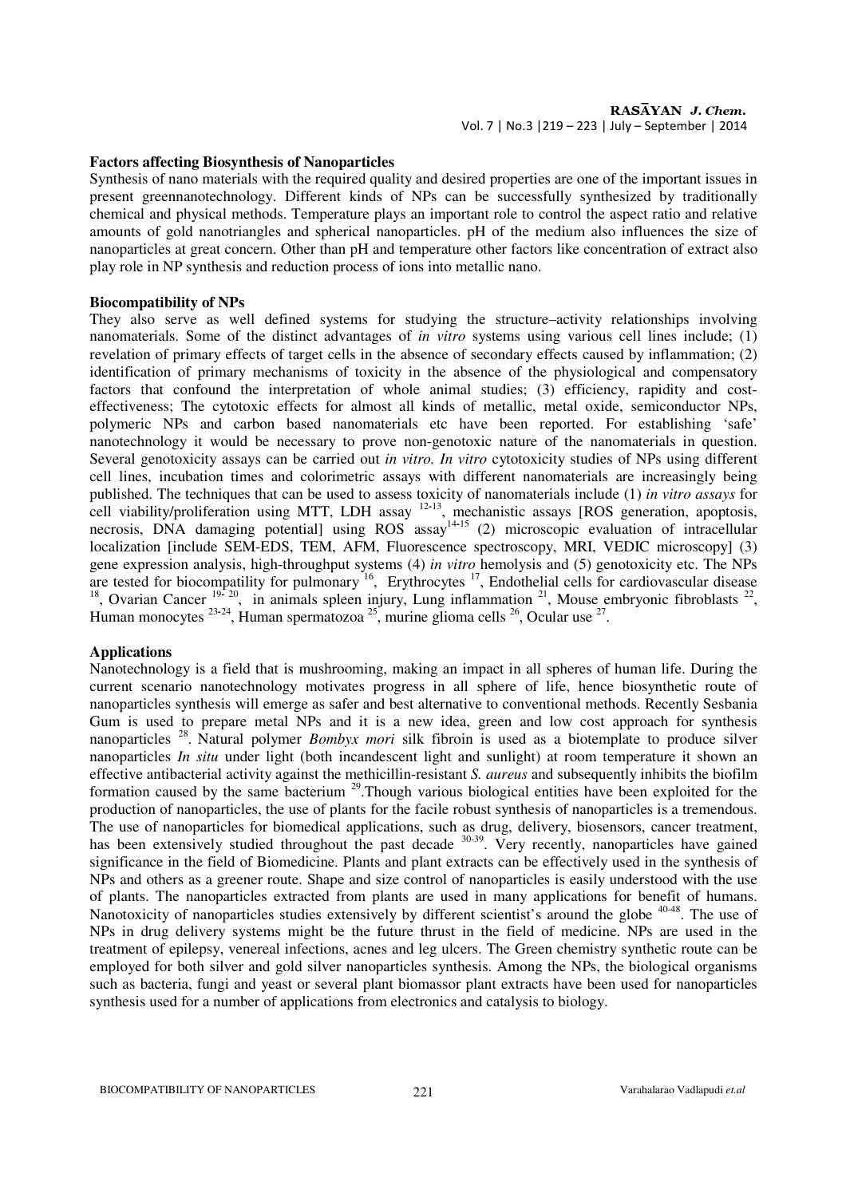**Factors affecting Biosynthesis of Nanoparticles**

Synthesis of nano materials with the required quality and desired properties are one of the important issues in present greennanotechnology. Different kinds of NPs can be successfully synthesized by traditionally chemical and physical methods. Temperature plays an important role to control the aspect ratio and relative amounts of gold nanotriangles and spherical nanoparticles. pH of the medium also influences the size of nanoparticles at great concern. Other than pH and temperature other factors like concentration of extract also play role in NP synthesis and reduction process of ions into metallic nano.

**Biocompatibility of NPs**

They also serve as well defined systems for studying the structure–activity relationships involving nanomaterials. Some of the distinct advantages of *in vitro* systems using various cell lines include; (1) revelation of primary effects of target cells in the absence of secondary effects caused by inflammation; (2) identification of primary mechanisms of toxicity in the absence of the physiological and compensatory factors that confound the interpretation of whole animal studies; (3) efficiency, rapidity and cost-effectiveness; The cytotoxic effects for almost all kinds of metallic, metal oxide, semiconductor NPs, polymeric NPs and carbon based nanomaterials etc have been reported. For establishing 'safe' nanotechnology it would be necessary to prove non-genotoxic nature of the nanomaterials in question. Several genotoxicity assays can be carried out *in vitro. In vitro* cytotoxicity studies of NPs using different cell lines, incubation times and colorimetric assays with different nanomaterials are increasingly being published. The techniques that can be used to assess toxicity of nanomaterials include (1) *in vitro assays* for cell viability/proliferation using MTT, LDH assay [12-13], mechanistic assays [ROS generation, apoptosis, necrosis, DNA damaging potential] using ROS assay[14-15] (2) microscopic evaluation of intracellular localization [include SEM-EDS, TEM, AFM, Fluorescence spectroscopy, MRI, VEDIC microscopy] (3) gene expression analysis, high-throughput systems (4) *in vitro* hemolysis and (5) genotoxicity etc. The NPs are tested for biocompatility for pulmonary [16], Erythrocytes [17], Endothelial cells for cardiovascular disease [18], Ovarian Cancer [19-20], in animals spleen injury, Lung inflammation [21], Mouse embryonic fibroblasts [22], Human monocytes [23-24], Human spermatozoa [25], murine glioma cells [26], Ocular use [27].

**Applications**

Nanotechnology is a field that is mushrooming, making an impact in all spheres of human life. During the current scenario nanotechnology motivates progress in all sphere of life, hence biosynthetic route of nanoparticles synthesis will emerge as safer and best alternative to conventional methods. Recently Sesbania Gum is used to prepare metal NPs and it is a new idea, green and low cost approach for synthesis nanoparticles [28]. Natural polymer *Bombyx mori* silk fibroin is used as a biotemplate to produce silver nanoparticles *In situ* under light (both incandescent light and sunlight) at room temperature it shown an effective antibacterial activity against the methicillin-resistant *S. aureus* and subsequently inhibits the biofilm formation caused by the same bacterium [29].Though various biological entities have been exploited for the production of nanoparticles, the use of plants for the facile robust synthesis of nanoparticles is a tremendous. The use of nanoparticles for biomedical applications, such as drug, delivery, biosensors, cancer treatment, has been extensively studied throughout the past decade [30-39]. Very recently, nanoparticles have gained significance in the field of Biomedicine. Plants and plant extracts can be effectively used in the synthesis of NPs and others as a greener route. Shape and size control of nanoparticles is easily understood with the use of plants. The nanoparticles extracted from plants are used in many applications for benefit of humans. Nanotoxicity of nanoparticles studies extensively by different scientist's around the globe [40-48]. The use of NPs in drug delivery systems might be the future thrust in the field of medicine. NPs are used in the treatment of epilepsy, venereal infections, acnes and leg ulcers. The Green chemistry synthetic route can be employed for both silver and gold silver nanoparticles synthesis. Among the NPs, the biological organisms such as bacteria, fungi and yeast or several plant biomassor plant extracts have been used for nanoparticles synthesis used for a number of applications from electronics and catalysis to biology.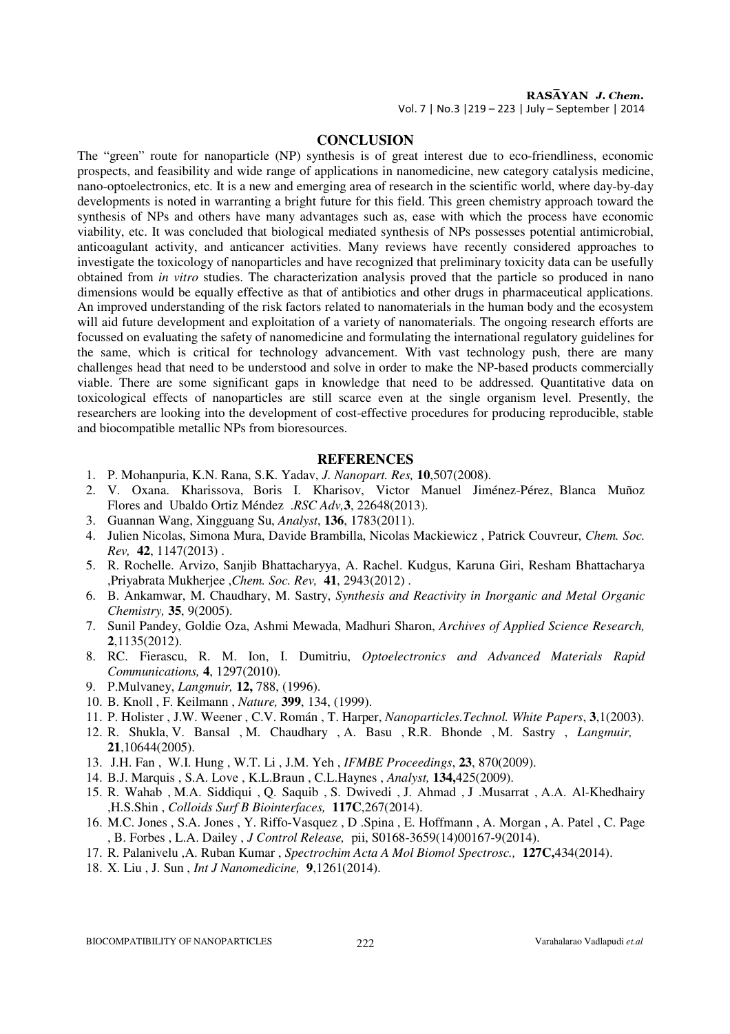## CONCLUSION

The "green" route for nanoparticle (NP) synthesis is of great interest due to eco-friendliness, economic prospects, and feasibility and wide range of applications in nanomedicine, new category catalysis medicine, nano-optoelectronics, etc. It is a new and emerging area of research in the scientific world, where day-by-day developments is noted in warranting a bright future for this field. This green chemistry approach toward the synthesis of NPs and others have many advantages such as, ease with which the process have economic viability, etc. It was concluded that biological mediated synthesis of NPs possesses potential antimicrobial, anticoagulant activity, and anticancer activities. Many reviews have recently considered approaches to investigate the toxicology of nanoparticles and have recognized that preliminary toxicity data can be usefully obtained from *in vitro* studies. The characterization analysis proved that the particle so produced in nano dimensions would be equally effective as that of antibiotics and other drugs in pharmaceutical applications. An improved understanding of the risk factors related to nanomaterials in the human body and the ecosystem will aid future development and exploitation of a variety of nanomaterials. The ongoing research efforts are focussed on evaluating the safety of nanomedicine and formulating the international regulatory guidelines for the same, which is critical for technology advancement. With vast technology push, there are many challenges head that need to be understood and solve in order to make the NP-based products commercially viable. There are some significant gaps in knowledge that need to be addressed. Quantitative data on toxicological effects of nanoparticles are still scarce even at the single organism level. Presently, the researchers are looking into the development of cost-effective procedures for producing reproducible, stable and biocompatible metallic NPs from bioresources.

## REFERENCES

1. P. Mohanpuria, K.N. Rana, S.K. Yadav, *J. Nanopart. Res,* **10**,507(2008).
2. V. Oxana. Kharissova, Boris I. Kharisov, Victor Manuel Jiménez-Pérez, Blanca Muñoz Flores and Ubaldo Ortiz Méndez .*RSC Adv,***3**, 22648(2013).
3. Guannan Wang, Xingguang Su, *Analyst*, **136**, 1783(2011).
4. Julien Nicolas, Simona Mura, Davide Brambilla, Nicolas Mackiewicz , Patrick Couvreur, *Chem. Soc. Rev,* **42**, 1147(2013) .
5. R. Rochelle. Arvizo, Sanjib Bhattacharyya, A. Rachel. Kudgus, Karuna Giri, Resham Bhattacharya ,Priyabrata Mukherjee ,*Chem. Soc. Rev,* **41**, 2943(2012) .
6. B. Ankamwar, M. Chaudhary, M. Sastry, *Synthesis and Reactivity in Inorganic and Metal Organic Chemistry,* **35**, 9(2005).
7. Sunil Pandey, Goldie Oza, Ashmi Mewada, Madhuri Sharon, *Archives of Applied Science Research,* **2**,1135(2012).
8. RC. Fierascu, R. M. Ion, I. Dumitriu, *Optoelectronics and Advanced Materials Rapid Communications,* **4**, 1297(2010).
9. P.Mulvaney, *Langmuir,* **12,** 788, (1996).
10. B. Knoll , F. Keilmann , *Nature,* **399**, 134, (1999).
11. P. Holister , J.W. Weener , C.V. Román , T. Harper, *Nanoparticles.Technol. White Papers*, **3**,1(2003).
12. R. Shukla, V. Bansal , M. Chaudhary , A. Basu , R.R. Bhonde , M. Sastry , *Langmuir,* **21**,10644(2005).
13. J.H. Fan , W.I. Hung , W.T. Li , J.M. Yeh , *IFMBE Proceedings*, **23**, 870(2009).
14. B.J. Marquis , S.A. Love , K.L.Braun , C.L.Haynes , *Analyst,* **134,**425(2009).
15. R. Wahab , M.A. Siddiqui , Q. Saquib , S. Dwivedi , J. Ahmad , J .Musarrat , A.A. Al-Khedhairy ,H.S.Shin , *Colloids Surf B Biointerfaces,* **117C**,267(2014).
16. M.C. Jones , S.A. Jones , Y. Riffo-Vasquez , D .Spina , E. Hoffmann , A. Morgan , A. Patel , C. Page , B. Forbes , L.A. Dailey , *J Control Release,* pii, S0168-3659(14)00167-9(2014).
17. R. Palanivelu ,A. Ruban Kumar , *Spectrochim Acta A Mol Biomol Spectrosc.,* **127C,**434(2014).
18. X. Liu , J. Sun , *Int J Nanomedicine,* **9**,1261(2014).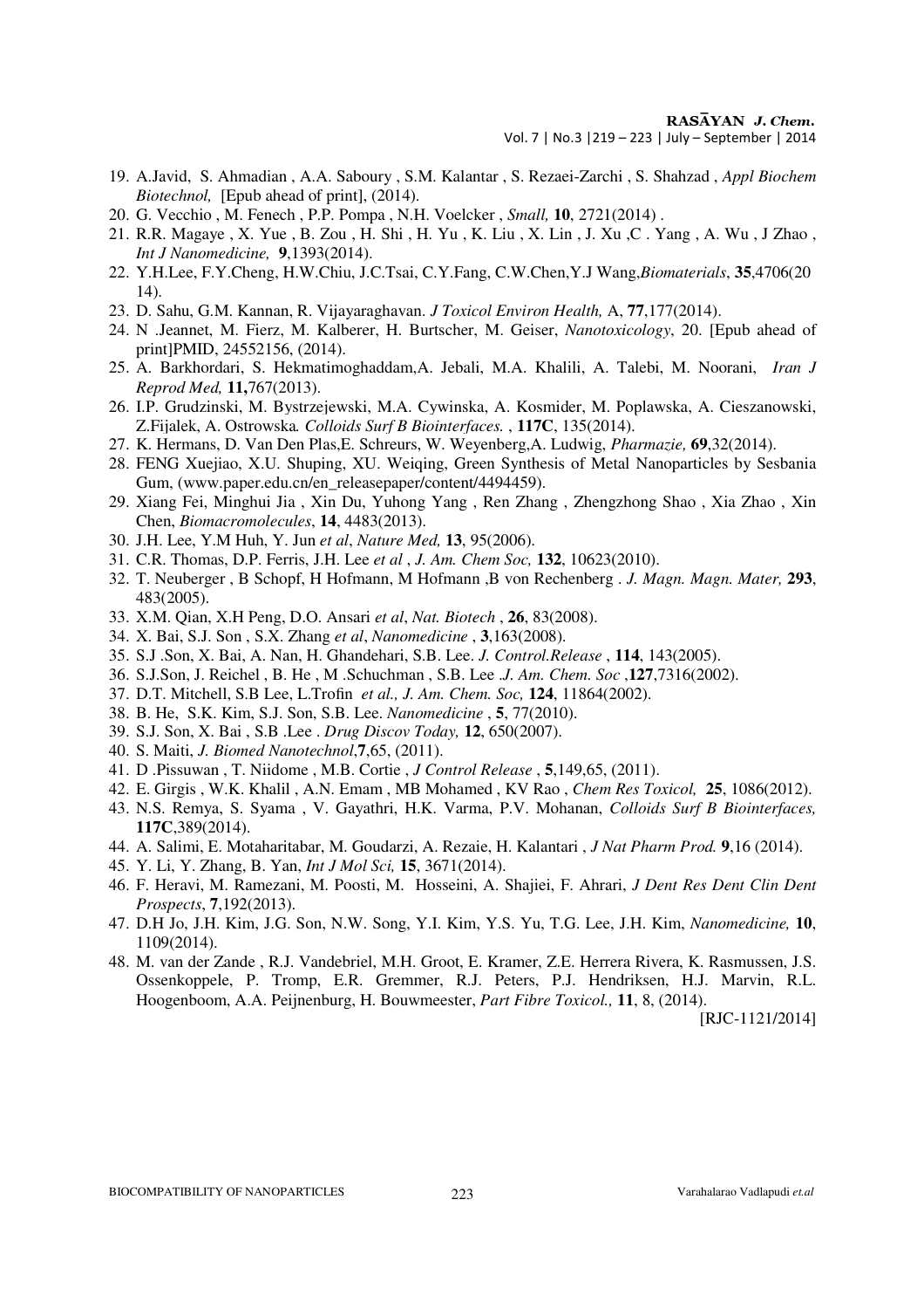19. A.Javid, S. Ahmadian , A.A. Saboury , S.M. Kalantar , S. Rezaei-Zarchi , S. Shahzad , *Appl Biochem Biotechnol,* [Epub ahead of print], (2014).
20. G. Vecchio , M. Fenech , P.P. Pompa , N.H. Voelcker , *Small,* **10**, 2721(2014) .
21. R.R. Magaye , X. Yue , B. Zou , H. Shi , H. Yu , K. Liu , X. Lin , J. Xu ,C . Yang , A. Wu , J Zhao , *Int J Nanomedicine,* **9**,1393(2014).
22. Y.H.Lee, F.Y.Cheng, H.W.Chiu, J.C.Tsai, C.Y.Fang, C.W.Chen,Y.J Wang,*Biomaterials*, **35**,4706(2014).
23. D. Sahu, G.M. Kannan, R. Vijayaraghavan. *J Toxicol Environ Health,* A, **77**,177(2014).
24. N .Jeannet, M. Fierz, M. Kalberer, H. Burtscher, M. Geiser, *Nanotoxicology*, 20. [Epub ahead of print]PMID, 24552156, (2014).
25. A. Barkhordari, S. Hekmatimoghaddam,A. Jebali, M.A. Khalili, A. Talebi, M. Noorani, *Iran J Reprod Med,* **11,**767(2013).
26. I.P. Grudzinski, M. Bystrzejewski, M.A. Cywinska, A. Kosmider, M. Poplawska, A. Cieszanowski, Z.Fijalek, A. Ostrowska*. Colloids Surf B Biointerfaces.* , **117C**, 135(2014).
27. K. Hermans, D. Van Den Plas,E. Schreurs, W. Weyenberg,A. Ludwig, *Pharmazie,* **69**,32(2014).
28. FENG Xuejiao, X.U. Shuping, XU. Weiqing, Green Synthesis of Metal Nanoparticles by Sesbania Gum, (www.paper.edu.cn/en_releasepaper/content/4494459).
29. Xiang Fei, Minghui Jia , Xin Du, Yuhong Yang , Ren Zhang , Zhengzhong Shao , Xia Zhao , Xin Chen, *Biomacromolecules*, **14**, 4483(2013).
30. J.H. Lee, Y.M Huh, Y. Jun *et al*, *Nature Med,* **13**, 95(2006).
31. C.R. Thomas, D.P. Ferris, J.H. Lee *et al* , *J. Am. Chem Soc,* **132**, 10623(2010).
32. T. Neuberger , B Schopf, H Hofmann, M Hofmann ,B von Rechenberg . *J. Magn. Magn. Mater,* **293**, 483(2005).
33. X.M. Qian, X.H Peng, D.O. Ansari *et al*, *Nat. Biotech* , **26**, 83(2008).
34. X. Bai, S.J. Son , S.X. Zhang *et al*, *Nanomedicine* , **3**,163(2008).
35. S.J .Son, X. Bai, A. Nan, H. Ghandehari, S.B. Lee. *J. Control.Release* , **114**, 143(2005).
36. S.J.Son, J. Reichel , B. He , M .Schuchman , S.B. Lee .*J. Am. Chem. Soc* ,**127**,7316(2002).
37. D.T. Mitchell, S.B Lee, L.Trofin *et al., J. Am. Chem. Soc,* **124**, 11864(2002).
38. B. He, S.K. Kim, S.J. Son, S.B. Lee. *Nanomedicine* , **5**, 77(2010).
39. S.J. Son, X. Bai , S.B .Lee . *Drug Discov Today,* **12**, 650(2007).
40. S. Maiti, *J. Biomed Nanotechnol*,**7**,65, (2011).
41. D .Pissuwan , T. Niidome , M.B. Cortie , *J Control Release* , **5**,149,65, (2011).
42. E. Girgis , W.K. Khalil , A.N. Emam , MB Mohamed , KV Rao , *Chem Res Toxicol,* **25**, 1086(2012).
43. N.S. Remya, S. Syama , V. Gayathri, H.K. Varma, P.V. Mohanan, *Colloids Surf B Biointerfaces,* **117C**,389(2014).
44. A. Salimi, E. Motaharitabar, M. Goudarzi, A. Rezaie, H. Kalantari , *J Nat Pharm Prod.* **9**,16 (2014).
45. Y. Li, Y. Zhang, B. Yan, *Int J Mol Sci,* **15**, 3671(2014).
46. F. Heravi, M. Ramezani, M. Poosti, M. Hosseini, A. Shajiei, F. Ahrari, *J Dent Res Dent Clin Dent Prospects*, **7**,192(2013).
47. D.H Jo, J.H. Kim, J.G. Son, N.W. Song, Y.I. Kim, Y.S. Yu, T.G. Lee, J.H. Kim, *Nanomedicine,* **10**, 1109(2014).
48. M. van der Zande , R.J. Vandebriel, M.H. Groot, E. Kramer, Z.E. Herrera Rivera, K. Rasmussen, J.S. Ossenkoppele, P. Tromp, E.R. Gremmer, R.J. Peters, P.J. Hendriksen, H.J. Marvin, R.L. Hoogenboom, A.A. Peijnenburg, H. Bouwmeester, *Part Fibre Toxicol.,* **11**, 8, (2014).

[RJC-1121/2014]